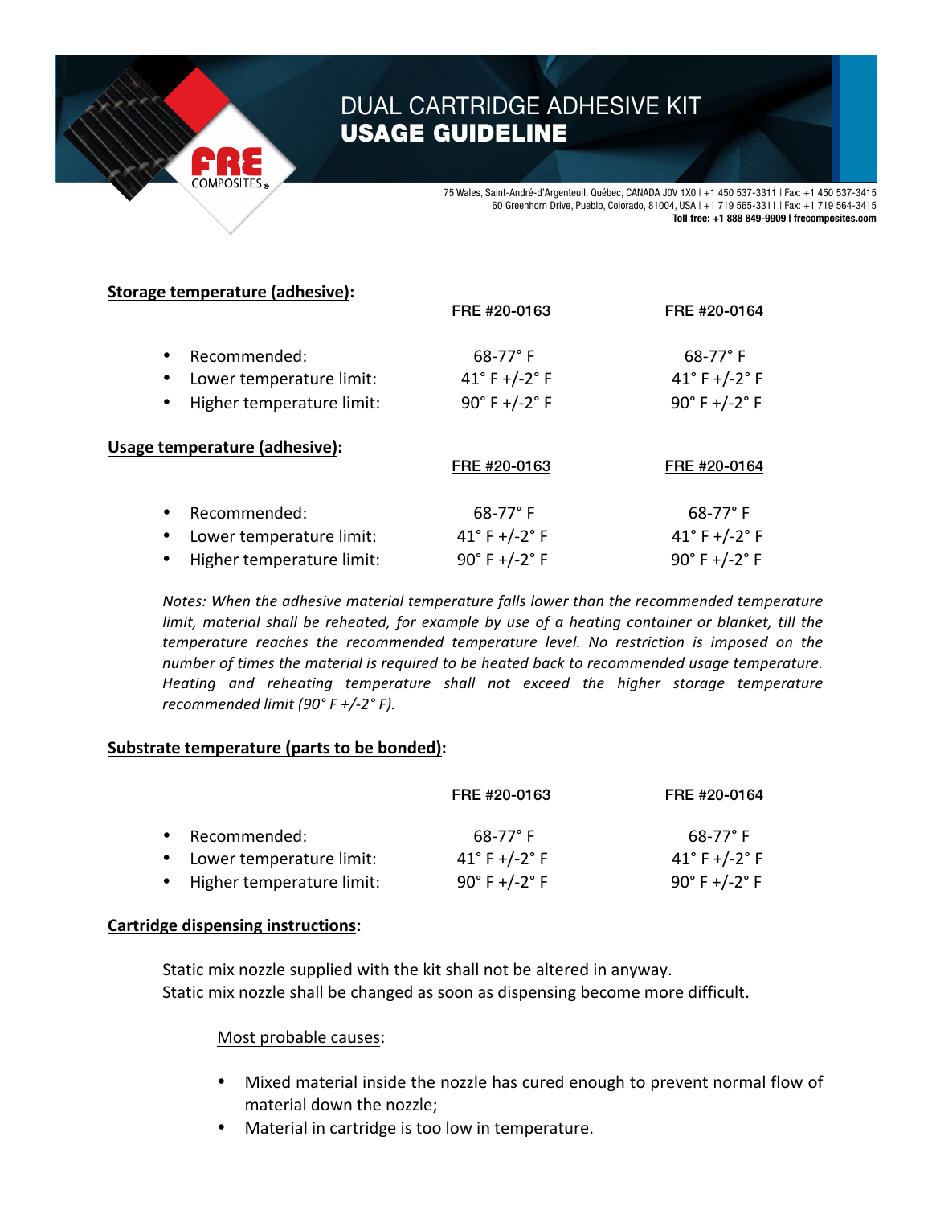# DUAL CARTRIDGE ADHESIVE KIT
## USAGE GUIDELINE

75 Wales, Saint-André-d'Argenteuil, Québec, CANADA J0V 1X0 | +1 450 537-3311 | Fax: +1 450 537-3415
60 Greenhorn Drive, Pueblo, Colorado, 81004, USA | +1 719 565-3311 | Fax: +1 719 564-3415
**Toll free: +1 888 849-9909 | frecomposites.com**

**Storage temperature (adhesive):**

| | FRE #20-0163 | FRE #20-0164 |
|---|---|---|
| • Recommended: | 68-77° F | 68-77° F |
| • Lower temperature limit: | 41° F +/-2° F | 41° F +/-2° F |
| • Higher temperature limit: | 90° F +/-2° F | 90° F +/-2° F |

**Usage temperature (adhesive):**

| | FRE #20-0163 | FRE #20-0164 |
|---|---|---|
| • Recommended: | 68-77° F | 68-77° F |
| • Lower temperature limit: | 41° F +/-2° F | 41° F +/-2° F |
| • Higher temperature limit: | 90° F +/-2° F | 90° F +/-2° F |

*Notes: When the adhesive material temperature falls lower than the recommended temperature limit, material shall be reheated, for example by use of a heating container or blanket, till the temperature reaches the recommended temperature level. No restriction is imposed on the number of times the material is required to be heated back to recommended usage temperature. Heating and reheating temperature shall not exceed the higher storage temperature recommended limit (90° F +/-2° F).*

**Substrate temperature (parts to be bonded):**

| | FRE #20-0163 | FRE #20-0164 |
|---|---|---|
| • Recommended: | 68-77° F | 68-77° F |
| • Lower temperature limit: | 41° F +/-2° F | 41° F +/-2° F |
| • Higher temperature limit: | 90° F +/-2° F | 90° F +/-2° F |

**Cartridge dispensing instructions:**

Static mix nozzle supplied with the kit shall not be altered in anyway.
Static mix nozzle shall be changed as soon as dispensing become more difficult.

Most probable causes:

- Mixed material inside the nozzle has cured enough to prevent normal flow of material down the nozzle;
- Material in cartridge is too low in temperature.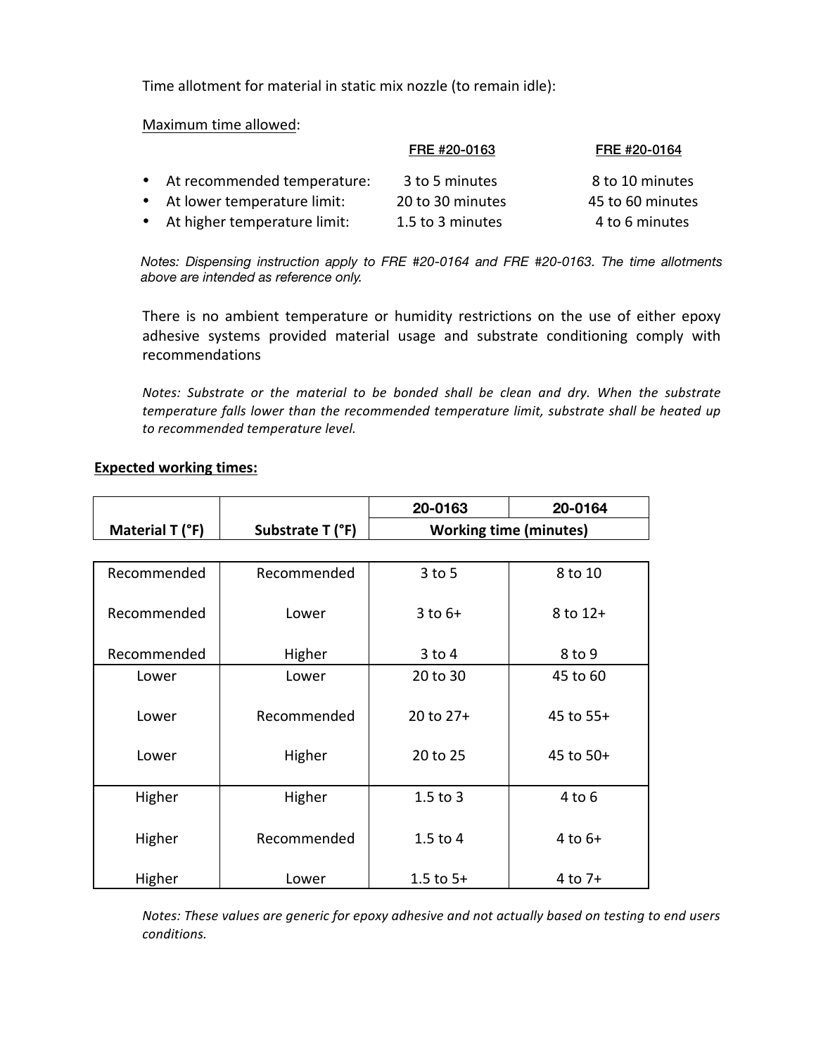Time allotment for material in static mix nozzle (to remain idle):

Maximum time allowed:

| | FRE #20-0163 | FRE #20-0164 |
|---|---|---|
| • At recommended temperature: | 3 to 5 minutes | 8 to 10 minutes |
| • At lower temperature limit: | 20 to 30 minutes | 45 to 60 minutes |
| • At higher temperature limit: | 1.5 to 3 minutes | 4 to 6 minutes |

*Notes: Dispensing instruction apply to FRE #20-0164 and FRE #20-0163. The time allotments above are intended as reference only.*

There is no ambient temperature or humidity restrictions on the use of either epoxy adhesive systems provided material usage and substrate conditioning comply with recommendations

*Notes: Substrate or the material to be bonded shall be clean and dry. When the substrate temperature falls lower than the recommended temperature limit, substrate shall be heated up to recommended temperature level.*

**Expected working times:**

| Material T (°F) | Substrate T (°F) | 20-0163 | 20-0164 |
|---|---|---|---|
| | | Working time (minutes) | |
| Recommended | Recommended | 3 to 5 | 8 to 10 |
| Recommended | Lower | 3 to 6+ | 8 to 12+ |
| Recommended | Higher | 3 to 4 | 8 to 9 |
| Lower | Lower | 20 to 30 | 45 to 60 |
| Lower | Recommended | 20 to 27+ | 45 to 55+ |
| Lower | Higher | 20 to 25 | 45 to 50+ |
| Higher | Higher | 1.5 to 3 | 4 to 6 |
| Higher | Recommended | 1.5 to 4 | 4 to 6+ |
| Higher | Lower | 1.5 to 5+ | 4 to 7+ |

*Notes: These values are generic for epoxy adhesive and not actually based on testing to end users conditions.*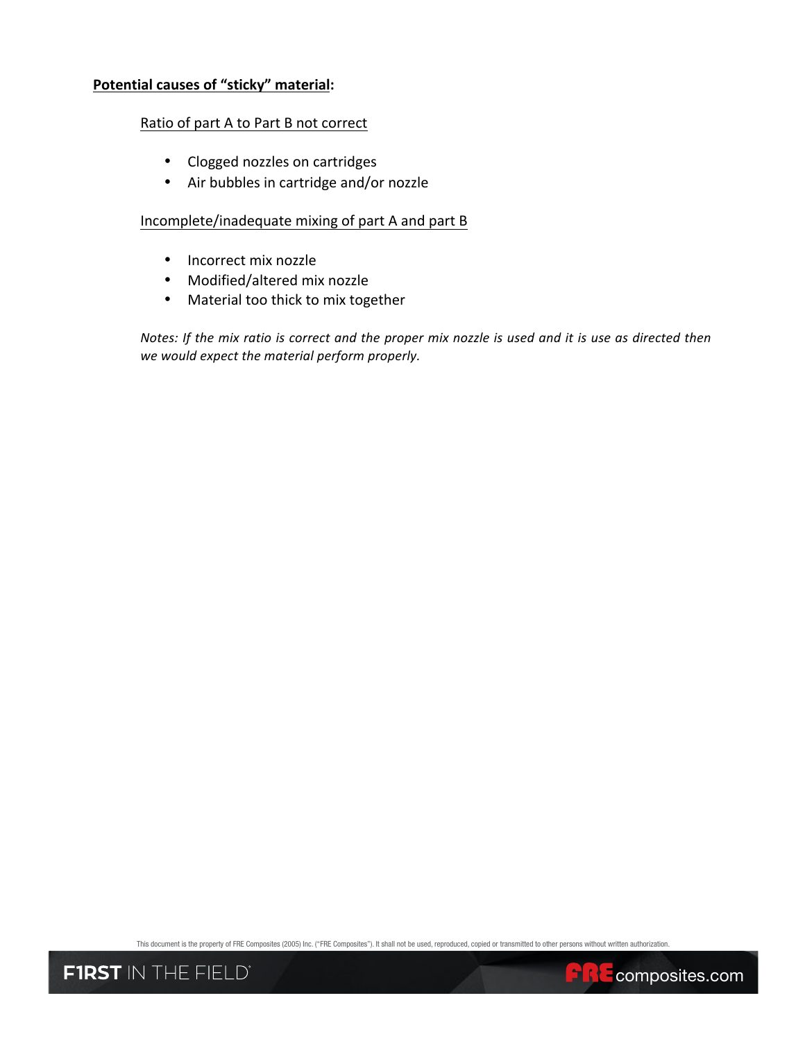**<u>Potential causes of "sticky" material</u>:**

<u>Ratio of part A to Part B not correct</u>

- Clogged nozzles on cartridges
- Air bubbles in cartridge and/or nozzle

<u>Incomplete/inadequate mixing of part A and part B</u>

- Incorrect mix nozzle
- Modified/altered mix nozzle
- Material too thick to mix together

*Notes: If the mix ratio is correct and the proper mix nozzle is used and it is use as directed then we would expect the material perform properly.*